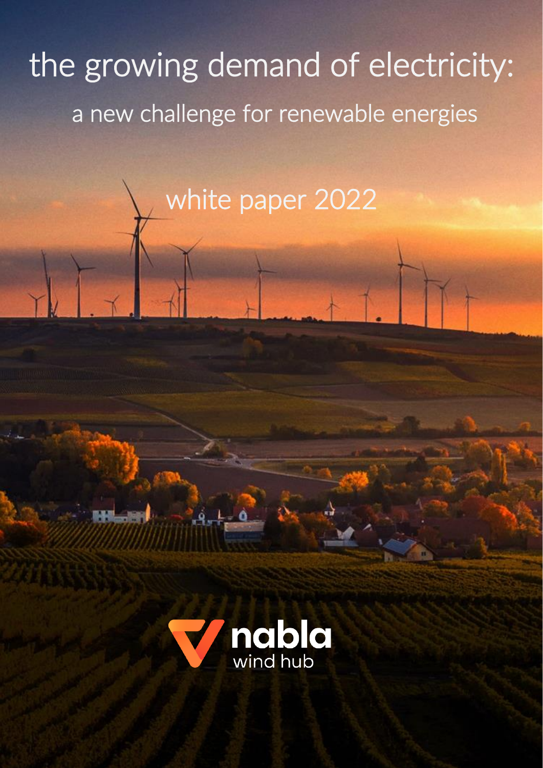# the growing demand of electricity:

## a new challenge for renewable energies

white paper 2022

nabla
wind hub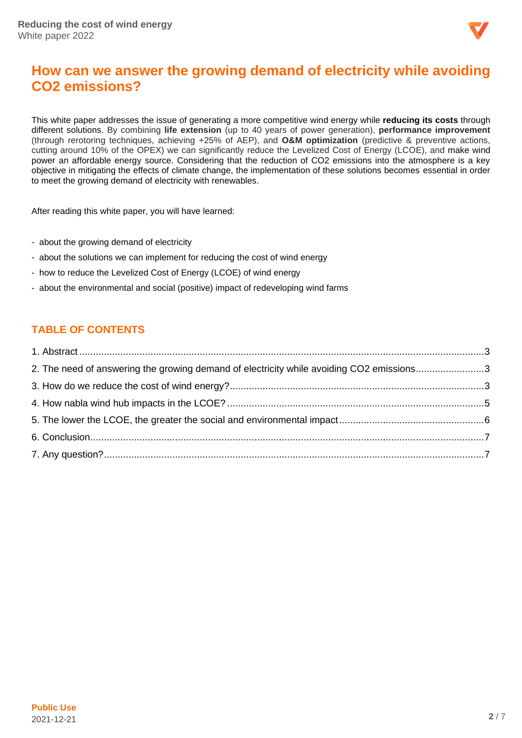# How can we answer the growing demand of electricity while avoiding CO2 emissions?

This white paper addresses the issue of generating a more competitive wind energy while **reducing its costs** through different solutions. By combining **life extension** (up to 40 years of power generation), **performance improvement** (through rerotoring techniques, achieving +25% of AEP), and **O&M optimization** (predictive & preventive actions, cutting around 10% of the OPEX) we can significantly reduce the Levelized Cost of Energy (LCOE), and make wind power an affordable energy source. Considering that the reduction of CO2 emissions into the atmosphere is a key objective in mitigating the effects of climate change, the implementation of these solutions becomes essential in order to meet the growing demand of electricity with renewables.

After reading this white paper, you will have learned:

- about the growing demand of electricity
- about the solutions we can implement for reducing the cost of wind energy
- how to reduce the Levelized Cost of Energy (LCOE) of wind energy
- about the environmental and social (positive) impact of redeveloping wind farms

## TABLE OF CONTENTS

1. Abstract ... 3
2. The need of answering the growing demand of electricity while avoiding CO2 emissions ... 3
3. How do we reduce the cost of wind energy? ... 3
4. How nabla wind hub impacts in the LCOE? ... 5
5. The lower the LCOE, the greater the social and environmental impact ... 6
6. Conclusion ... 7
7. Any question? ... 7

**Public Use**
2021-12-21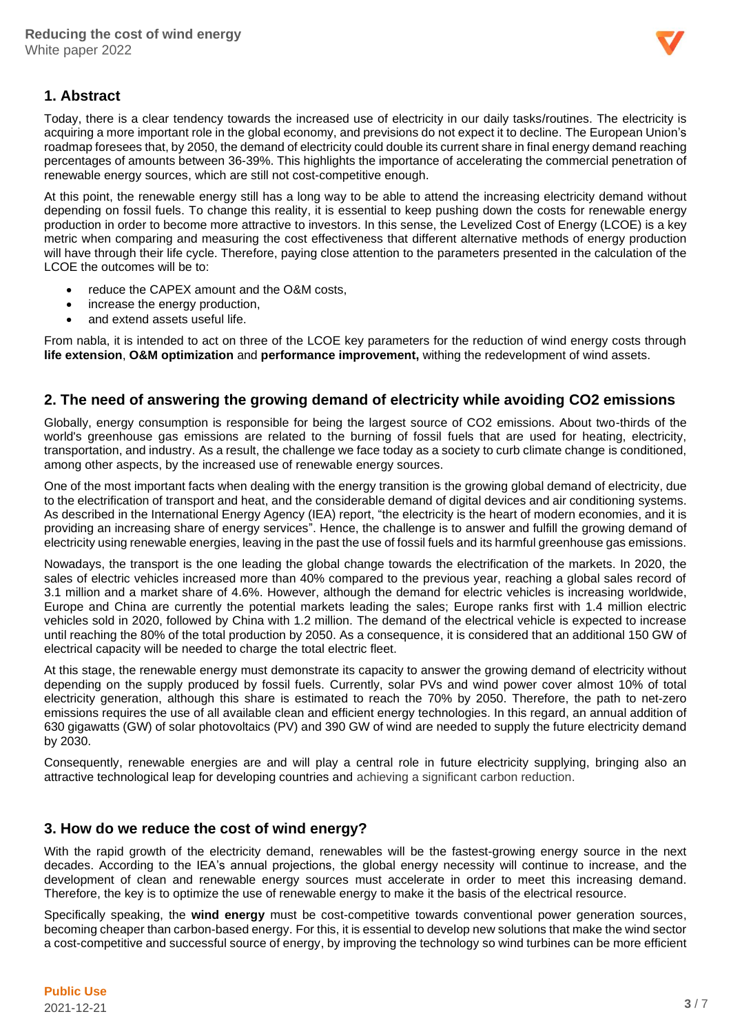## 1. Abstract

Today, there is a clear tendency towards the increased use of electricity in our daily tasks/routines. The electricity is acquiring a more important role in the global economy, and previsions do not expect it to decline. The European Union's roadmap foresees that, by 2050, the demand of electricity could double its current share in final energy demand reaching percentages of amounts between 36-39%. This highlights the importance of accelerating the commercial penetration of renewable energy sources, which are still not cost-competitive enough.

At this point, the renewable energy still has a long way to be able to attend the increasing electricity demand without depending on fossil fuels. To change this reality, it is essential to keep pushing down the costs for renewable energy production in order to become more attractive to investors. In this sense, the Levelized Cost of Energy (LCOE) is a key metric when comparing and measuring the cost effectiveness that different alternative methods of energy production will have through their life cycle. Therefore, paying close attention to the parameters presented in the calculation of the LCOE the outcomes will be to:

- reduce the CAPEX amount and the O&M costs,
- increase the energy production,
- and extend assets useful life.

From nabla, it is intended to act on three of the LCOE key parameters for the reduction of wind energy costs through **life extension**, **O&M optimization** and **performance improvement,** withing the redevelopment of wind assets.

## 2. The need of answering the growing demand of electricity while avoiding CO2 emissions

Globally, energy consumption is responsible for being the largest source of CO2 emissions. About two-thirds of the world's greenhouse gas emissions are related to the burning of fossil fuels that are used for heating, electricity, transportation, and industry. As a result, the challenge we face today as a society to curb climate change is conditioned, among other aspects, by the increased use of renewable energy sources.

One of the most important facts when dealing with the energy transition is the growing global demand of electricity, due to the electrification of transport and heat, and the considerable demand of digital devices and air conditioning systems. As described in the International Energy Agency (IEA) report, "the electricity is the heart of modern economies, and it is providing an increasing share of energy services". Hence, the challenge is to answer and fulfill the growing demand of electricity using renewable energies, leaving in the past the use of fossil fuels and its harmful greenhouse gas emissions.

Nowadays, the transport is the one leading the global change towards the electrification of the markets. In 2020, the sales of electric vehicles increased more than 40% compared to the previous year, reaching a global sales record of 3.1 million and a market share of 4.6%. However, although the demand for electric vehicles is increasing worldwide, Europe and China are currently the potential markets leading the sales; Europe ranks first with 1.4 million electric vehicles sold in 2020, followed by China with 1.2 million. The demand of the electrical vehicle is expected to increase until reaching the 80% of the total production by 2050. As a consequence, it is considered that an additional 150 GW of electrical capacity will be needed to charge the total electric fleet.

At this stage, the renewable energy must demonstrate its capacity to answer the growing demand of electricity without depending on the supply produced by fossil fuels. Currently, solar PVs and wind power cover almost 10% of total electricity generation, although this share is estimated to reach the 70% by 2050. Therefore, the path to net-zero emissions requires the use of all available clean and efficient energy technologies. In this regard, an annual addition of 630 gigawatts (GW) of solar photovoltaics (PV) and 390 GW of wind are needed to supply the future electricity demand by 2030.

Consequently, renewable energies are and will play a central role in future electricity supplying, bringing also an attractive technological leap for developing countries and achieving a significant carbon reduction.

## 3. How do we reduce the cost of wind energy?

With the rapid growth of the electricity demand, renewables will be the fastest-growing energy source in the next decades. According to the IEA's annual projections, the global energy necessity will continue to increase, and the development of clean and renewable energy sources must accelerate in order to meet this increasing demand. Therefore, the key is to optimize the use of renewable energy to make it the basis of the electrical resource.

Specifically speaking, the **wind energy** must be cost-competitive towards conventional power generation sources, becoming cheaper than carbon-based energy. For this, it is essential to develop new solutions that make the wind sector a cost-competitive and successful source of energy, by improving the technology so wind turbines can be more efficient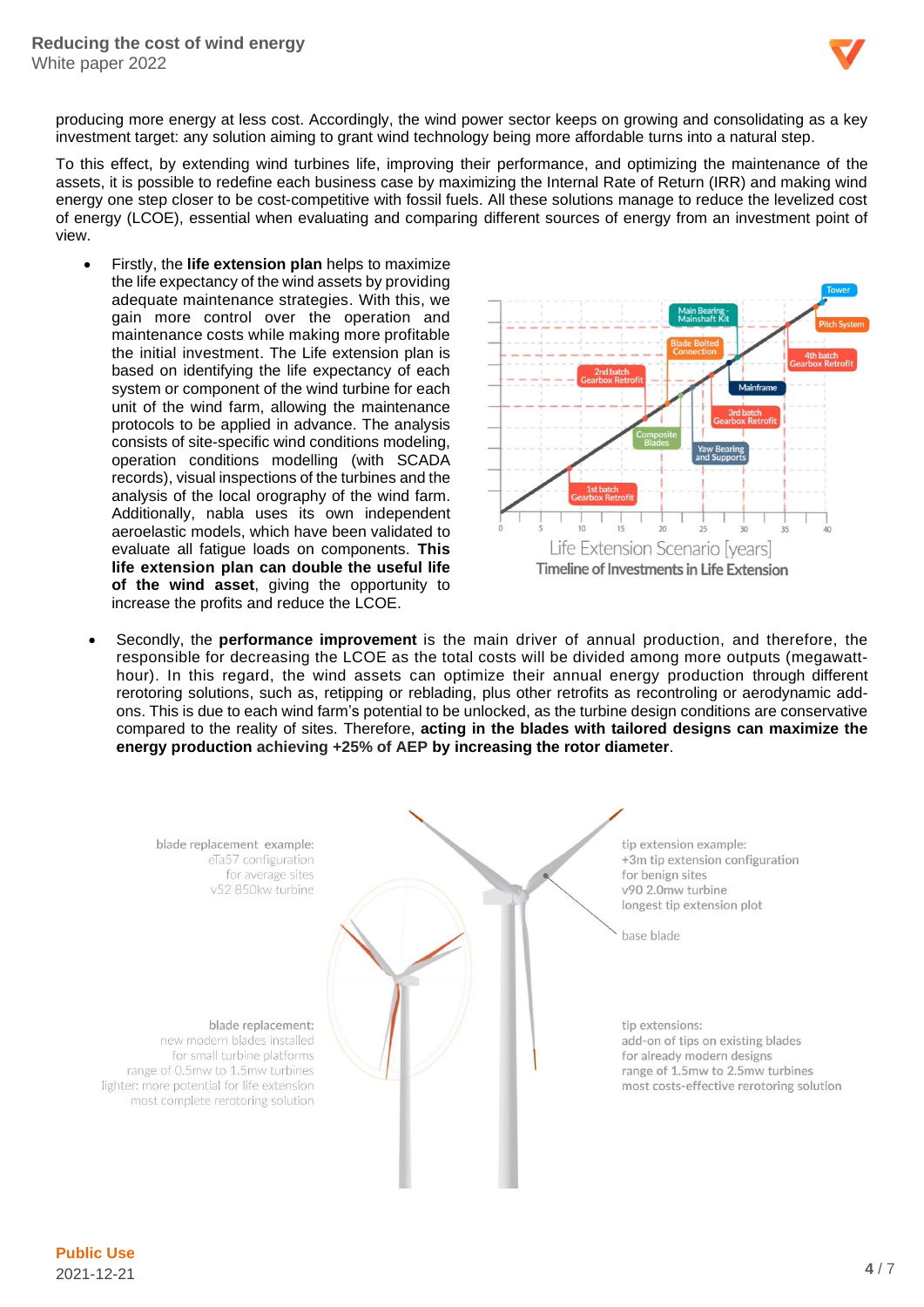producing more energy at less cost. Accordingly, the wind power sector keeps on growing and consolidating as a key investment target: any solution aiming to grant wind technology being more affordable turns into a natural step.

To this effect, by extending wind turbines life, improving their performance, and optimizing the maintenance of the assets, it is possible to redefine each business case by maximizing the Internal Rate of Return (IRR) and making wind energy one step closer to be cost-competitive with fossil fuels. All these solutions manage to reduce the levelized cost of energy (LCOE), essential when evaluating and comparing different sources of energy from an investment point of view.

- Firstly, the **life extension plan** helps to maximize the life expectancy of the wind assets by providing adequate maintenance strategies. With this, we gain more control over the operation and maintenance costs while making more profitable the initial investment. The Life extension plan is based on identifying the life expectancy of each system or component of the wind turbine for each unit of the wind farm, allowing the maintenance protocols to be applied in advance. The analysis consists of site-specific wind conditions modeling, operation conditions modelling (with SCADA records), visual inspections of the turbines and the analysis of the local orography of the wind farm. Additionally, nabla uses its own independent aeroelastic models, which have been validated to evaluate all fatigue loads on components. **This life extension plan can double the useful life of the wind asset**, giving the opportunity to increase the profits and reduce the LCOE.

Life Extension Scenario [years]

Timeline of Investments in Life Extension

- Secondly, the **performance improvement** is the main driver of annual production, and therefore, the responsible for decreasing the LCOE as the total costs will be divided among more outputs (megawatt-hour). In this regard, the wind assets can optimize their annual energy production through different rerotoring solutions, such as, retipping or reblading, plus other retrofits as recontroling or aerodynamic add-ons. This is due to each wind farm's potential to be unlocked, as the turbine design conditions are conservative compared to the reality of sites. Therefore, **acting in the blades with tailored designs can maximize the energy production achieving +25% of AEP by increasing the rotor diameter**.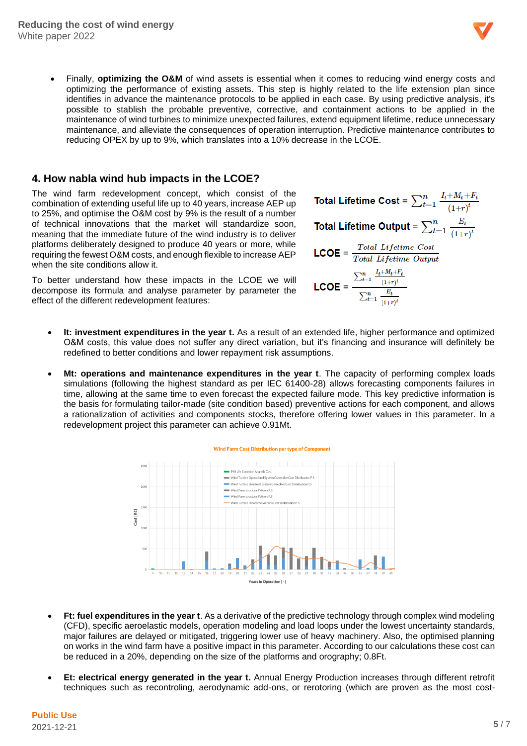- Finally, **optimizing the O&M** of wind assets is essential when it comes to reducing wind energy costs and optimizing the performance of existing assets. This step is highly related to the life extension plan since identifies in advance the maintenance protocols to be applied in each case. By using predictive analysis, it's possible to stablish the probable preventive, corrective, and containment actions to be applied in the maintenance of wind turbines to minimize unexpected failures, extend equipment lifetime, reduce unnecessary maintenance, and alleviate the consequences of operation interruption. Predictive maintenance contributes to reducing OPEX by up to 9%, which translates into a 10% decrease in the LCOE.

## 4. How nabla wind hub impacts in the LCOE?

The wind farm redevelopment concept, which consist of the combination of extending useful life up to 40 years, increase AEP up to 25%, and optimise the O&M cost by 9% is the result of a number of technical innovations that the market will standardize soon, meaning that the immediate future of the wind industry is to deliver platforms deliberately designed to produce 40 years or more, while requiring the fewest O&M costs, and enough flexible to increase AEP when the site conditions allow it.

To better understand how these impacts in the LCOE we will decompose its formula and analyse parameter by parameter the effect of the different redevelopment features:

$$\text{Total Lifetime Cost} = \sum_{t=1}^{n} \frac{I_t + M_t + F_t}{(1+r)^t}$$

$$\text{Total Lifetime Output} = \sum_{t=1}^{n} \frac{E_t}{(1+r)^t}$$

$$\text{LCOE} = \frac{\textit{Total Lifetime Cost}}{\textit{Total Lifetime Output}}$$

$$\text{LCOE} = \frac{\sum_{t=1}^{n} \frac{I_t + M_t + F_t}{(1+r)^t}}{\sum_{t=1}^{n} \frac{E_t}{(1+r)^t}}$$

- **It: investment expenditures in the year t.** As a result of an extended life, higher performance and optimized O&M costs, this value does not suffer any direct variation, but it's financing and insurance will definitely be redefined to better conditions and lower repayment risk assumptions.

- **Mt: operations and maintenance expenditures in the year t**. The capacity of performing complex loads simulations (following the highest standard as per IEC 61400-28) allows forecasting components failures in time, allowing at the same time to even forecast the expected failure mode. This key predictive information is the basis for formulating tailor-made (site condition based) preventive actions for each component, and allows a rationalization of activities and components stocks, therefore offering lower values in this parameter. In a redevelopment project this parameter can achieve 0.91Mt.

- **Ft: fuel expenditures in the year t**. As a derivative of the predictive technology through complex wind modeling (CFD), specific aeroelastic models, operation modeling and load loops under the lowest uncertainty standards, major failures are delayed or mitigated, triggering lower use of heavy machinery. Also, the optimised planning on works in the wind farm have a positive impact in this parameter. According to our calculations these cost can be reduced in a 20%, depending on the size of the platforms and orography; 0.8Ft.

- **Et: electrical energy generated in the year t.** Annual Energy Production increases through different retrofit techniques such as recontroling, aerodynamic add-ons, or rerotoring (which are proven as the most cost-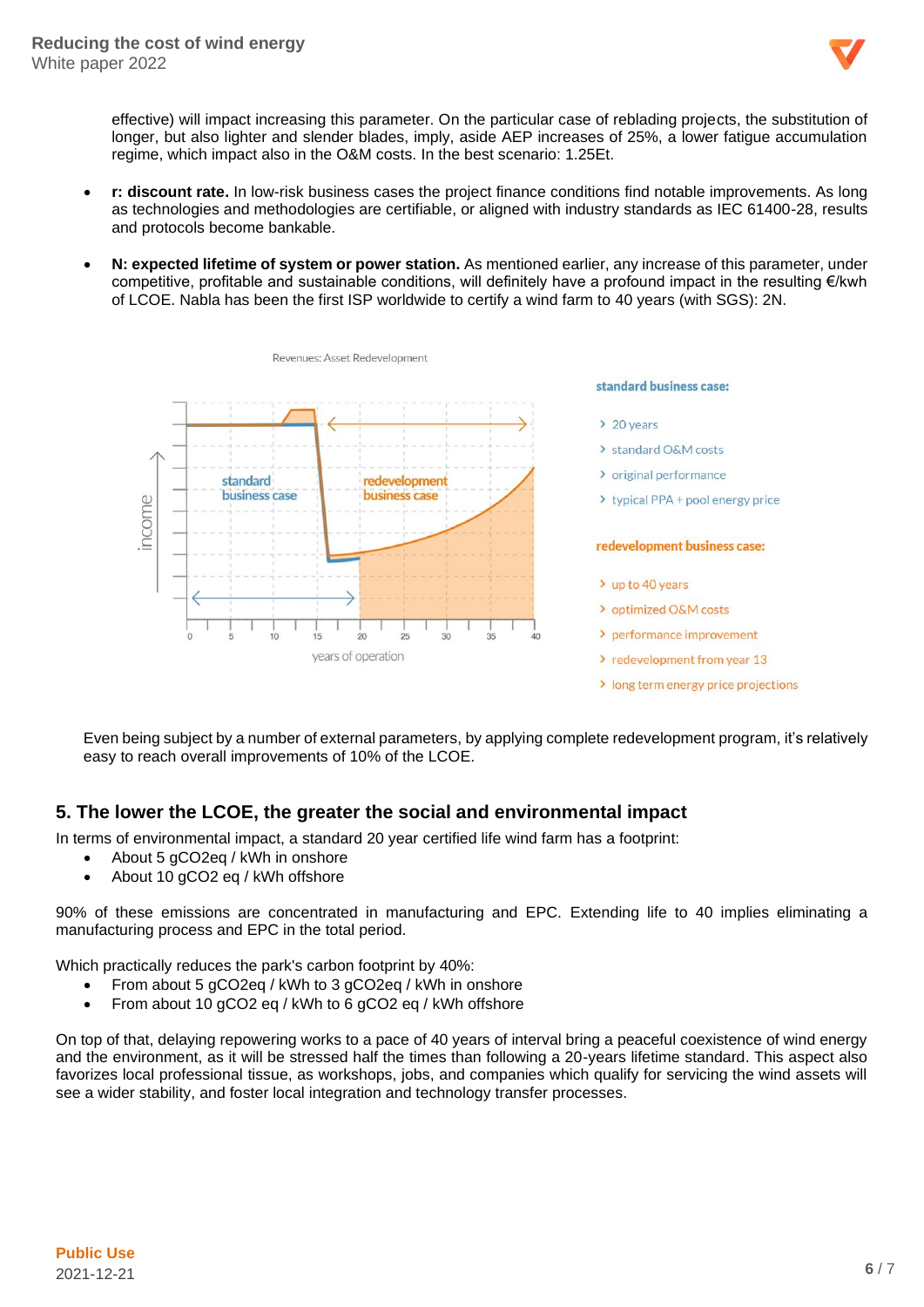effective) will impact increasing this parameter. On the particular case of reblading projects, the substitution of longer, but also lighter and slender blades, imply, aside AEP increases of 25%, a lower fatigue accumulation regime, which impact also in the O&M costs. In the best scenario: 1.25Et.

- **r: discount rate.** In low-risk business cases the project finance conditions find notable improvements. As long as technologies and methodologies are certifiable, or aligned with industry standards as IEC 61400-28, results and protocols become bankable.

- **N: expected lifetime of system or power station.** As mentioned earlier, any increase of this parameter, under competitive, profitable and sustainable conditions, will definitely have a profound impact in the resulting €/kwh of LCOE. Nabla has been the first ISP worldwide to certify a wind farm to 40 years (with SGS): 2N.

Revenues: Asset Redevelopment

**standard business case:**

- 20 years
- standard O&M costs
- original performance
- typical PPA + pool energy price

**redevelopment business case:**

- up to 40 years
- optimized O&M costs
- performance improvement
- redevelopment from year 13
- long term energy price projections

Even being subject by a number of external parameters, by applying complete redevelopment program, it's relatively easy to reach overall improvements of 10% of the LCOE.

## 5. The lower the LCOE, the greater the social and environmental impact

In terms of environmental impact, a standard 20 year certified life wind farm has a footprint:

- About 5 gCO2eq / kWh in onshore
- About 10 gCO2 eq / kWh offshore

90% of these emissions are concentrated in manufacturing and EPC. Extending life to 40 implies eliminating a manufacturing process and EPC in the total period.

Which practically reduces the park's carbon footprint by 40%:

- From about 5 gCO2eq / kWh to 3 gCO2eq / kWh in onshore
- From about 10 gCO2 eq / kWh to 6 gCO2 eq / kWh offshore

On top of that, delaying repowering works to a pace of 40 years of interval bring a peaceful coexistence of wind energy and the environment, as it will be stressed half the times than following a 20-years lifetime standard. This aspect also favorizes local professional tissue, as workshops, jobs, and companies which qualify for servicing the wind assets will see a wider stability, and foster local integration and technology transfer processes.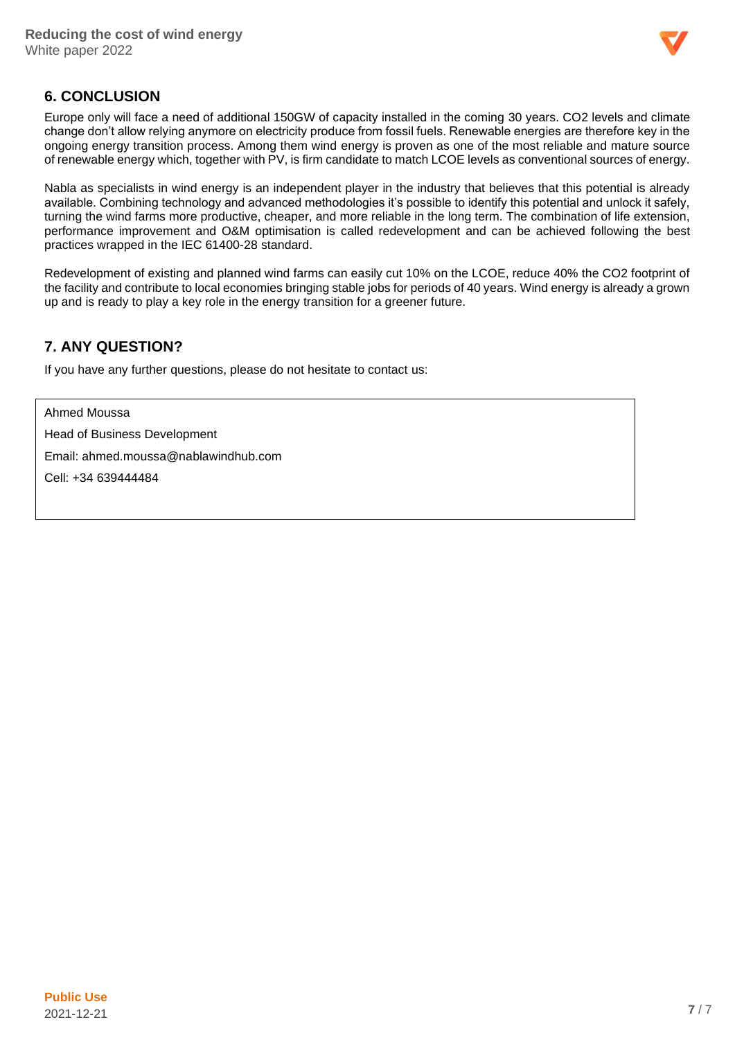## 6. CONCLUSION

Europe only will face a need of additional 150GW of capacity installed in the coming 30 years. $CO_2$ levels and climate change don't allow relying anymore on electricity produce from fossil fuels. Renewable energies are therefore key in the ongoing energy transition process. Among them wind energy is proven as one of the most reliable and mature source of renewable energy which, together with PV, is firm candidate to match LCOE levels as conventional sources of energy.

Nabla as specialists in wind energy is an independent player in the industry that believes that this potential is already available. Combining technology and advanced methodologies it's possible to identify this potential and unlock it safely, turning the wind farms more productive, cheaper, and more reliable in the long term. The combination of life extension, performance improvement and O&M optimisation is called redevelopment and can be achieved following the best practices wrapped in the IEC 61400-28 standard.

Redevelopment of existing and planned wind farms can easily cut 10% on the LCOE, reduce 40% the $CO_2$ footprint of the facility and contribute to local economies bringing stable jobs for periods of 40 years. Wind energy is already a grown up and is ready to play a key role in the energy transition for a greener future.

## 7. ANY QUESTION?

If you have any further questions, please do not hesitate to contact us:

Ahmed Moussa

Head of Business Development

Email: ahmed.moussa@nablawindhub.com

Cell: +34 639444484